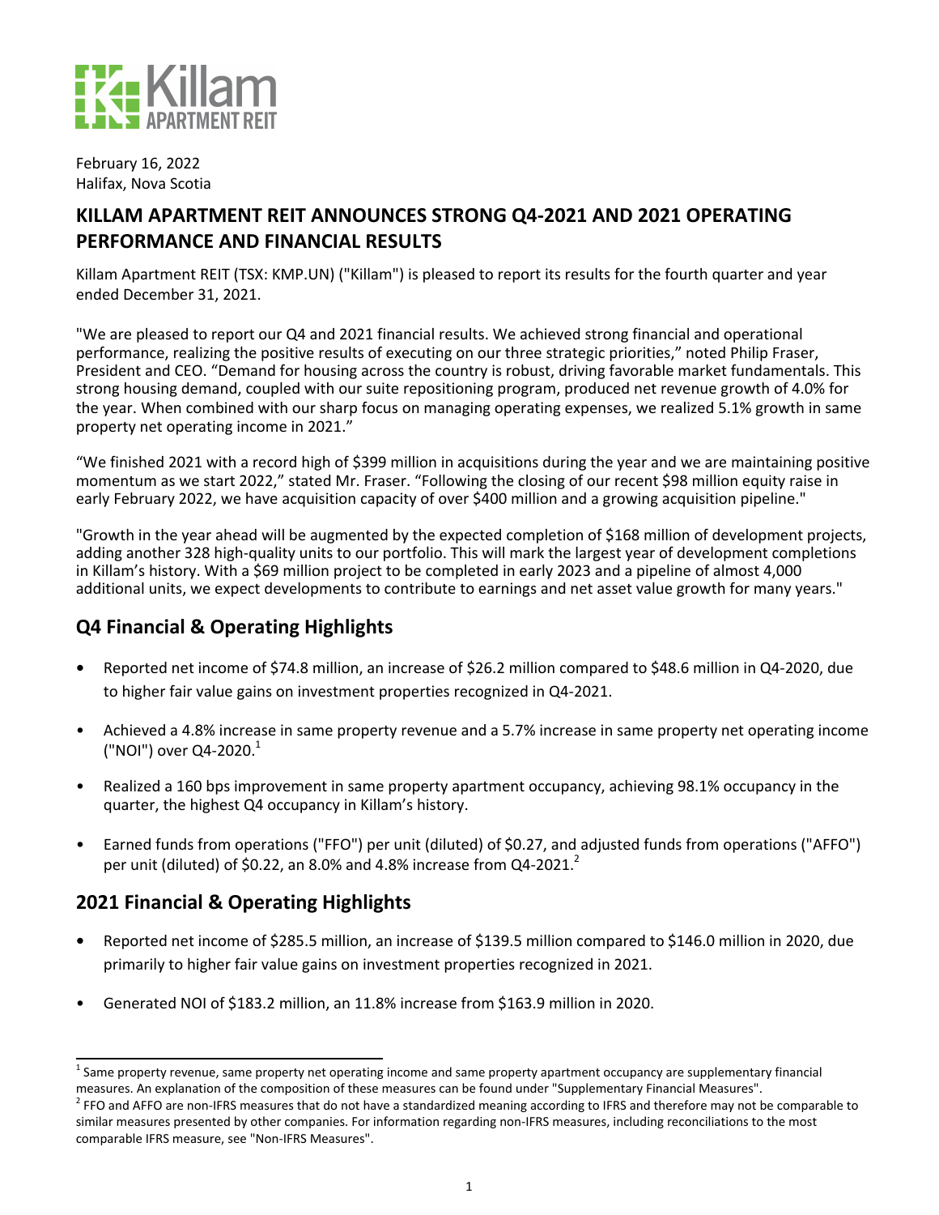Killam APARTMENT REIT

February 16, 2022
Halifax, Nova Scotia

# KILLAM APARTMENT REIT ANNOUNCES STRONG Q4-2021 AND 2021 OPERATING PERFORMANCE AND FINANCIAL RESULTS

Killam Apartment REIT (TSX: KMP.UN) ("Killam") is pleased to report its results for the fourth quarter and year ended December 31, 2021.

"We are pleased to report our Q4 and 2021 financial results. We achieved strong financial and operational performance, realizing the positive results of executing on our three strategic priorities," noted Philip Fraser, President and CEO. "Demand for housing across the country is robust, driving favorable market fundamentals. This strong housing demand, coupled with our suite repositioning program, produced net revenue growth of 4.0% for the year. When combined with our sharp focus on managing operating expenses, we realized 5.1% growth in same property net operating income in 2021."

"We finished 2021 with a record high of $399 million in acquisitions during the year and we are maintaining positive momentum as we start 2022," stated Mr. Fraser. "Following the closing of our recent $98 million equity raise in early February 2022, we have acquisition capacity of over $400 million and a growing acquisition pipeline."

"Growth in the year ahead will be augmented by the expected completion of $168 million of development projects, adding another 328 high-quality units to our portfolio. This will mark the largest year of development completions in Killam's history. With a $69 million project to be completed in early 2023 and a pipeline of almost 4,000 additional units, we expect developments to contribute to earnings and net asset value growth for many years."

## Q4 Financial & Operating Highlights

- Reported net income of $74.8 million, an increase of $26.2 million compared to $48.6 million in Q4-2020, due to higher fair value gains on investment properties recognized in Q4-2021.
- Achieved a 4.8% increase in same property revenue and a 5.7% increase in same property net operating income ("NOI") over Q4-2020.[1]
- Realized a 160 bps improvement in same property apartment occupancy, achieving 98.1% occupancy in the quarter, the highest Q4 occupancy in Killam's history.
- Earned funds from operations ("FFO") per unit (diluted) of $0.27, and adjusted funds from operations ("AFFO") per unit (diluted) of $0.22, an 8.0% and 4.8% increase from Q4-2021.[2]

## 2021 Financial & Operating Highlights

- Reported net income of $285.5 million, an increase of $139.5 million compared to $146.0 million in 2020, due primarily to higher fair value gains on investment properties recognized in 2021.
- Generated NOI of $183.2 million, an 11.8% increase from $163.9 million in 2020.

[1] Same property revenue, same property net operating income and same property apartment occupancy are supplementary financial measures. An explanation of the composition of these measures can be found under "Supplementary Financial Measures".

[2] FFO and AFFO are non-IFRS measures that do not have a standardized meaning according to IFRS and therefore may not be comparable to similar measures presented by other companies. For information regarding non-IFRS measures, including reconciliations to the most comparable IFRS measure, see "Non-IFRS Measures".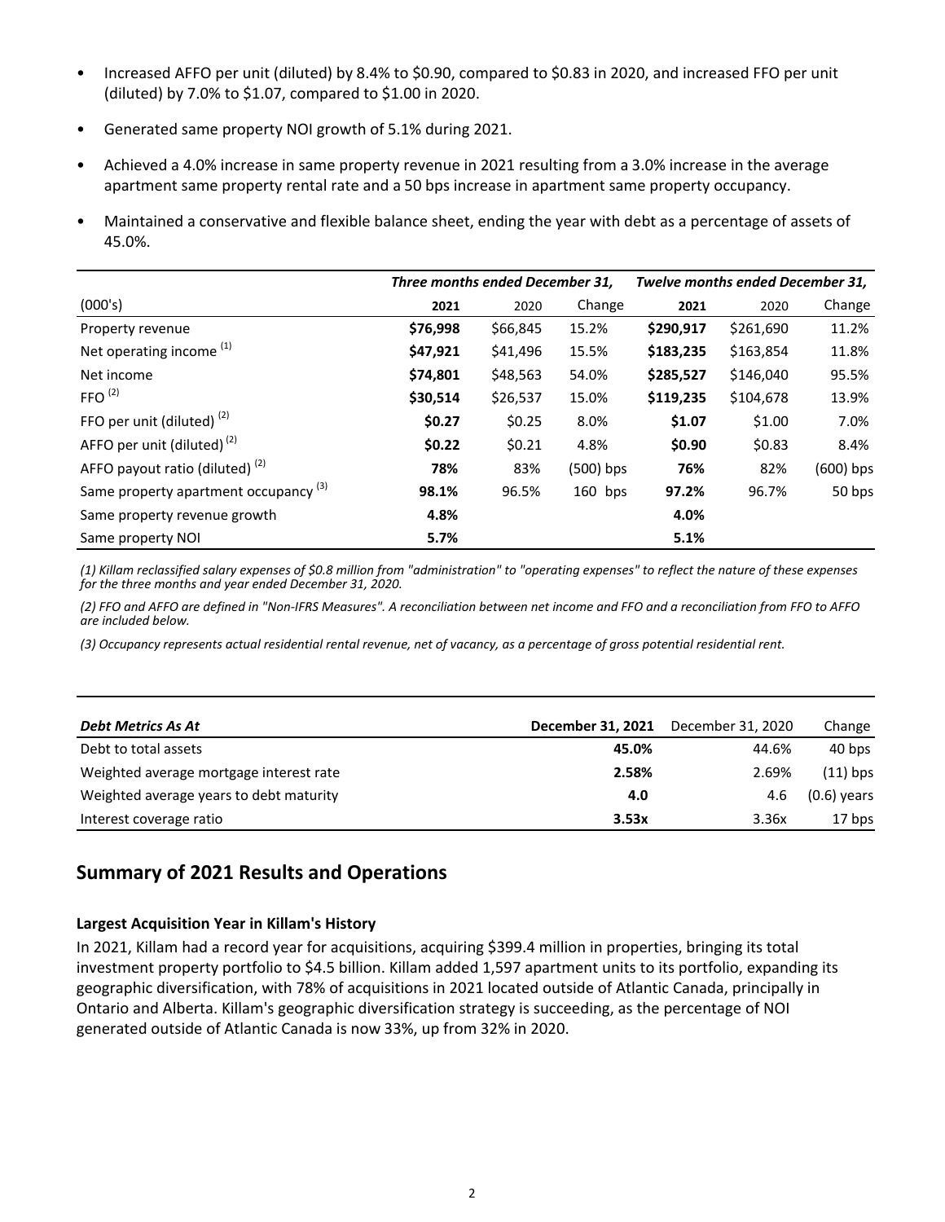- Increased AFFO per unit (diluted) by 8.4% to $0.90, compared to $0.83 in 2020, and increased FFO per unit (diluted) by 7.0% to $1.07, compared to $1.00 in 2020.
- Generated same property NOI growth of 5.1% during 2021.
- Achieved a 4.0% increase in same property revenue in 2021 resulting from a 3.0% increase in the average apartment same property rental rate and a 50 bps increase in apartment same property occupancy.
- Maintained a conservative and flexible balance sheet, ending the year with debt as a percentage of assets of 45.0%.

| | *Three months ended December 31,* | | | *Twelve months ended December 31,* | | |
|---|---|---|---|---|---|---|
| (000's) | **2021** | 2020 | Change | **2021** | 2020 | Change |
| Property revenue | **$76,998** | $66,845 | 15.2% | **$290,917** | $261,690 | 11.2% |
| Net operating income (1) | **$47,921** | $41,496 | 15.5% | **$183,235** | $163,854 | 11.8% |
| Net income | **$74,801** | $48,563 | 54.0% | **$285,527** | $146,040 | 95.5% |
| FFO (2) | **$30,514** | $26,537 | 15.0% | **$119,235** | $104,678 | 13.9% |
| FFO per unit (diluted) (2) | **$0.27** | $0.25 | 8.0% | **$1.07** | $1.00 | 7.0% |
| AFFO per unit (diluted) (2) | **$0.22** | $0.21 | 4.8% | **$0.90** | $0.83 | 8.4% |
| AFFO payout ratio (diluted) (2) | **78%** | 83% | (500) bps | **76%** | 82% | (600) bps |
| Same property apartment occupancy (3) | **98.1%** | 96.5% | 160 bps | **97.2%** | 96.7% | 50 bps |
| Same property revenue growth | **4.8%** | | | **4.0%** | | |
| Same property NOI | **5.7%** | | | **5.1%** | | |

*(1) Killam reclassified salary expenses of $0.8 million from "administration" to "operating expenses" to reflect the nature of these expenses for the three months and year ended December 31, 2020.*

*(2) FFO and AFFO are defined in "Non-IFRS Measures". A reconciliation between net income and FFO and a reconciliation from FFO to AFFO are included below.*

*(3) Occupancy represents actual residential rental revenue, net of vacancy, as a percentage of gross potential residential rent.*

| ***Debt Metrics As At*** | **December 31, 2021** | December 31, 2020 | Change |
|---|---|---|---|
| Debt to total assets | **45.0%** | 44.6% | 40 bps |
| Weighted average mortgage interest rate | **2.58%** | 2.69% | (11) bps |
| Weighted average years to debt maturity | **4.0** | 4.6 | (0.6) years |
| Interest coverage ratio | **3.53x** | 3.36x | 17 bps |

## Summary of 2021 Results and Operations

### Largest Acquisition Year in Killam's History

In 2021, Killam had a record year for acquisitions, acquiring $399.4 million in properties, bringing its total investment property portfolio to $4.5 billion. Killam added 1,597 apartment units to its portfolio, expanding its geographic diversification, with 78% of acquisitions in 2021 located outside of Atlantic Canada, principally in Ontario and Alberta. Killam's geographic diversification strategy is succeeding, as the percentage of NOI generated outside of Atlantic Canada is now 33%, up from 32% in 2020.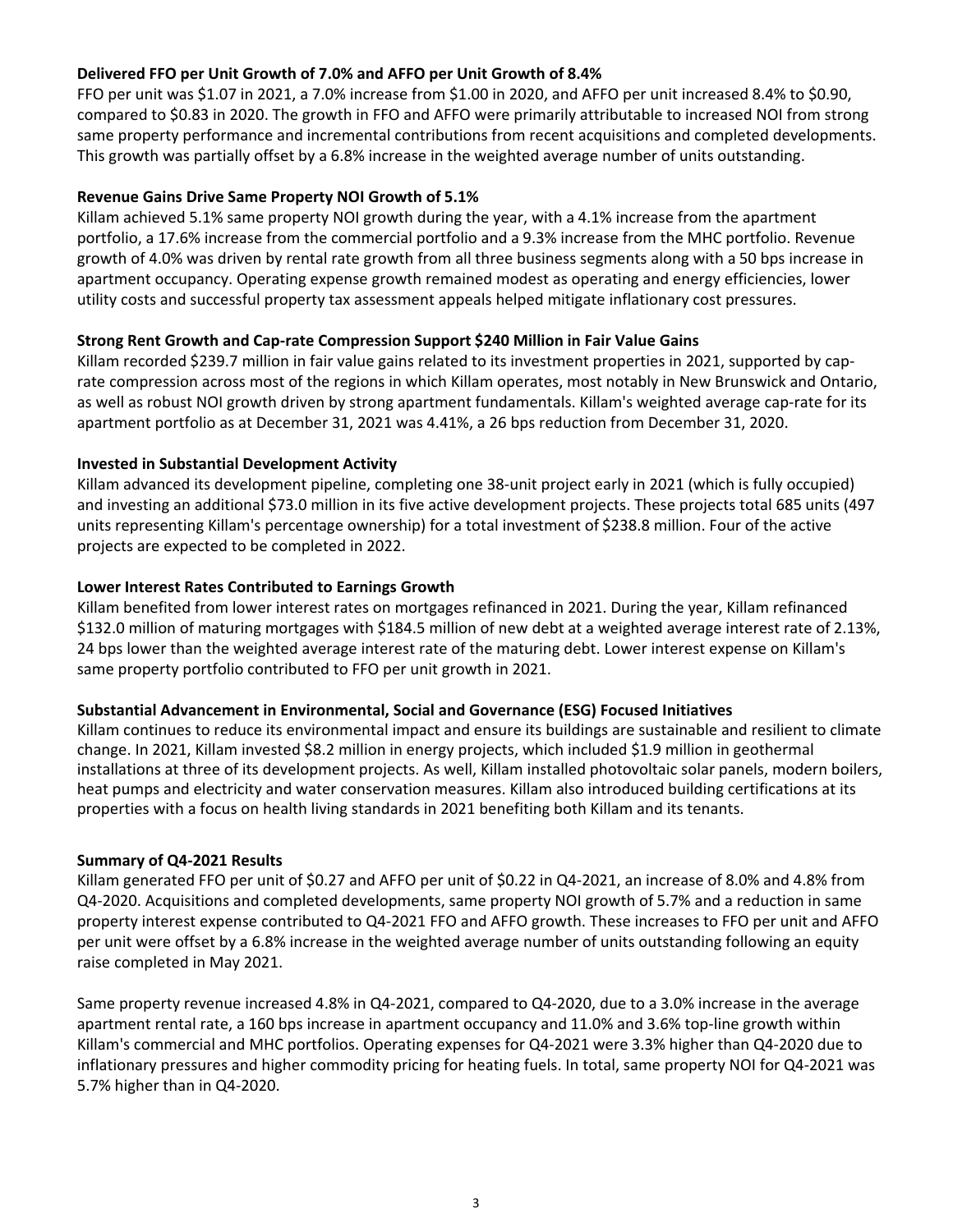**Delivered FFO per Unit Growth of 7.0% and AFFO per Unit Growth of 8.4%**

FFO per unit was $1.07 in 2021, a 7.0% increase from $1.00 in 2020, and AFFO per unit increased 8.4% to $0.90, compared to $0.83 in 2020. The growth in FFO and AFFO were primarily attributable to increased NOI from strong same property performance and incremental contributions from recent acquisitions and completed developments. This growth was partially offset by a 6.8% increase in the weighted average number of units outstanding.

**Revenue Gains Drive Same Property NOI Growth of 5.1%**

Killam achieved 5.1% same property NOI growth during the year, with a 4.1% increase from the apartment portfolio, a 17.6% increase from the commercial portfolio and a 9.3% increase from the MHC portfolio. Revenue growth of 4.0% was driven by rental rate growth from all three business segments along with a 50 bps increase in apartment occupancy. Operating expense growth remained modest as operating and energy efficiencies, lower utility costs and successful property tax assessment appeals helped mitigate inflationary cost pressures.

**Strong Rent Growth and Cap-rate Compression Support $240 Million in Fair Value Gains**

Killam recorded $239.7 million in fair value gains related to its investment properties in 2021, supported by cap-rate compression across most of the regions in which Killam operates, most notably in New Brunswick and Ontario, as well as robust NOI growth driven by strong apartment fundamentals. Killam's weighted average cap-rate for its apartment portfolio as at December 31, 2021 was 4.41%, a 26 bps reduction from December 31, 2020.

**Invested in Substantial Development Activity**

Killam advanced its development pipeline, completing one 38-unit project early in 2021 (which is fully occupied) and investing an additional $73.0 million in its five active development projects. These projects total 685 units (497 units representing Killam's percentage ownership) for a total investment of $238.8 million. Four of the active projects are expected to be completed in 2022.

**Lower Interest Rates Contributed to Earnings Growth**

Killam benefited from lower interest rates on mortgages refinanced in 2021. During the year, Killam refinanced $132.0 million of maturing mortgages with $184.5 million of new debt at a weighted average interest rate of 2.13%, 24 bps lower than the weighted average interest rate of the maturing debt. Lower interest expense on Killam's same property portfolio contributed to FFO per unit growth in 2021.

**Substantial Advancement in Environmental, Social and Governance (ESG) Focused Initiatives**

Killam continues to reduce its environmental impact and ensure its buildings are sustainable and resilient to climate change. In 2021, Killam invested $8.2 million in energy projects, which included $1.9 million in geothermal installations at three of its development projects. As well, Killam installed photovoltaic solar panels, modern boilers, heat pumps and electricity and water conservation measures. Killam also introduced building certifications at its properties with a focus on health living standards in 2021 benefiting both Killam and its tenants.

**Summary of Q4-2021 Results**

Killam generated FFO per unit of $0.27 and AFFO per unit of $0.22 in Q4-2021, an increase of 8.0% and 4.8% from Q4-2020. Acquisitions and completed developments, same property NOI growth of 5.7% and a reduction in same property interest expense contributed to Q4-2021 FFO and AFFO growth. These increases to FFO per unit and AFFO per unit were offset by a 6.8% increase in the weighted average number of units outstanding following an equity raise completed in May 2021.

Same property revenue increased 4.8% in Q4-2021, compared to Q4-2020, due to a 3.0% increase in the average apartment rental rate, a 160 bps increase in apartment occupancy and 11.0% and 3.6% top-line growth within Killam's commercial and MHC portfolios. Operating expenses for Q4-2021 were 3.3% higher than Q4-2020 due to inflationary pressures and higher commodity pricing for heating fuels. In total, same property NOI for Q4-2021 was 5.7% higher than in Q4-2020.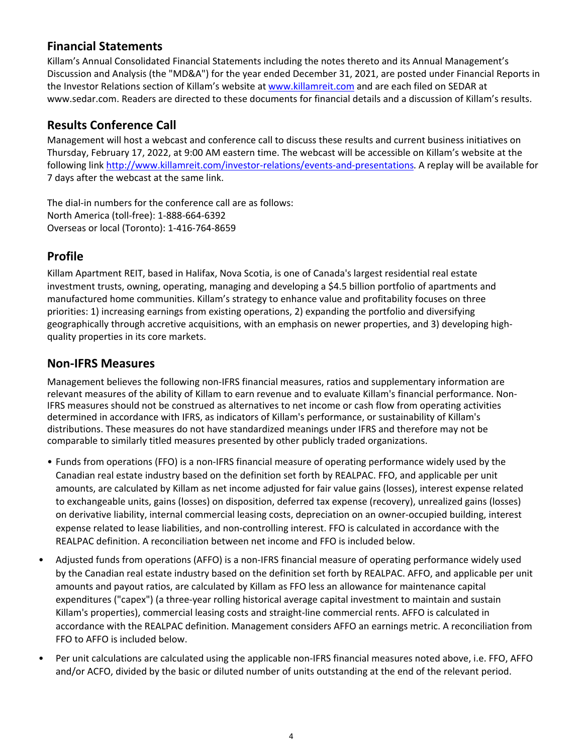## Financial Statements

Killam's Annual Consolidated Financial Statements including the notes thereto and its Annual Management's Discussion and Analysis (the "MD&A") for the year ended December 31, 2021, are posted under Financial Reports in the Investor Relations section of Killam's website at www.killamreit.com and are each filed on SEDAR at www.sedar.com. Readers are directed to these documents for financial details and a discussion of Killam's results.

## Results Conference Call

Management will host a webcast and conference call to discuss these results and current business initiatives on Thursday, February 17, 2022, at 9:00 AM eastern time. The webcast will be accessible on Killam's website at the following link http://www.killamreit.com/investor-relations/events-and-presentations. A replay will be available for 7 days after the webcast at the same link.

The dial-in numbers for the conference call are as follows:
North America (toll-free): 1-888-664-6392
Overseas or local (Toronto): 1-416-764-8659

## Profile

Killam Apartment REIT, based in Halifax, Nova Scotia, is one of Canada's largest residential real estate investment trusts, owning, operating, managing and developing a $4.5 billion portfolio of apartments and manufactured home communities. Killam's strategy to enhance value and profitability focuses on three priorities: 1) increasing earnings from existing operations, 2) expanding the portfolio and diversifying geographically through accretive acquisitions, with an emphasis on newer properties, and 3) developing high-quality properties in its core markets.

## Non-IFRS Measures

Management believes the following non-IFRS financial measures, ratios and supplementary information are relevant measures of the ability of Killam to earn revenue and to evaluate Killam's financial performance. Non-IFRS measures should not be construed as alternatives to net income or cash flow from operating activities determined in accordance with IFRS, as indicators of Killam's performance, or sustainability of Killam's distributions. These measures do not have standardized meanings under IFRS and therefore may not be comparable to similarly titled measures presented by other publicly traded organizations.

- Funds from operations (FFO) is a non-IFRS financial measure of operating performance widely used by the Canadian real estate industry based on the definition set forth by REALPAC. FFO, and applicable per unit amounts, are calculated by Killam as net income adjusted for fair value gains (losses), interest expense related to exchangeable units, gains (losses) on disposition, deferred tax expense (recovery), unrealized gains (losses) on derivative liability, internal commercial leasing costs, depreciation on an owner-occupied building, interest expense related to lease liabilities, and non-controlling interest. FFO is calculated in accordance with the REALPAC definition. A reconciliation between net income and FFO is included below.
- Adjusted funds from operations (AFFO) is a non-IFRS financial measure of operating performance widely used by the Canadian real estate industry based on the definition set forth by REALPAC. AFFO, and applicable per unit amounts and payout ratios, are calculated by Killam as FFO less an allowance for maintenance capital expenditures ("capex") (a three-year rolling historical average capital investment to maintain and sustain Killam's properties), commercial leasing costs and straight-line commercial rents. AFFO is calculated in accordance with the REALPAC definition. Management considers AFFO an earnings metric. A reconciliation from FFO to AFFO is included below.
- Per unit calculations are calculated using the applicable non-IFRS financial measures noted above, i.e. FFO, AFFO and/or ACFO, divided by the basic or diluted number of units outstanding at the end of the relevant period.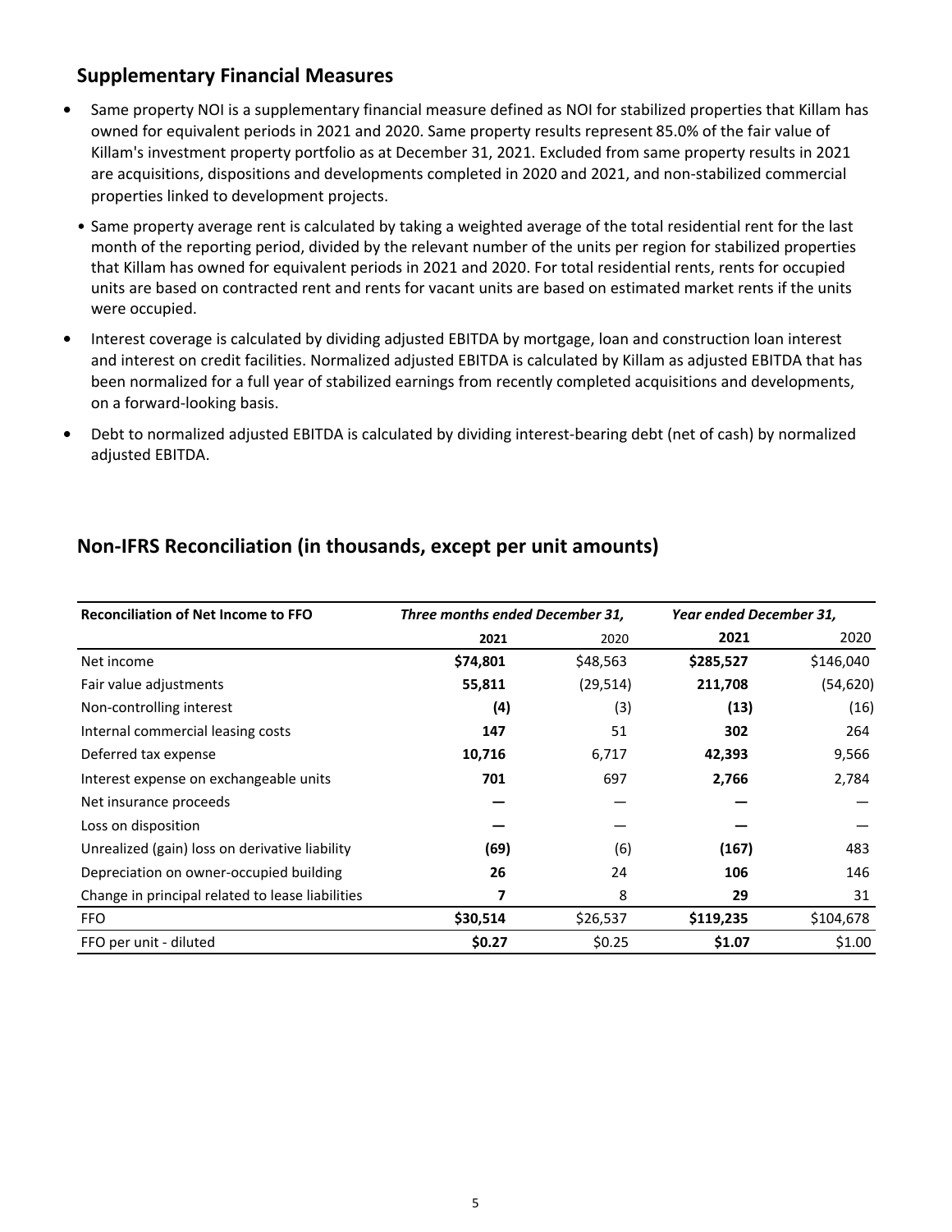## Supplementary Financial Measures

- Same property NOI is a supplementary financial measure defined as NOI for stabilized properties that Killam has owned for equivalent periods in 2021 and 2020. Same property results represent 85.0% of the fair value of Killam's investment property portfolio as at December 31, 2021. Excluded from same property results in 2021 are acquisitions, dispositions and developments completed in 2020 and 2021, and non-stabilized commercial properties linked to development projects.
- Same property average rent is calculated by taking a weighted average of the total residential rent for the last month of the reporting period, divided by the relevant number of the units per region for stabilized properties that Killam has owned for equivalent periods in 2021 and 2020. For total residential rents, rents for occupied units are based on contracted rent and rents for vacant units are based on estimated market rents if the units were occupied.
- Interest coverage is calculated by dividing adjusted EBITDA by mortgage, loan and construction loan interest and interest on credit facilities. Normalized adjusted EBITDA is calculated by Killam as adjusted EBITDA that has been normalized for a full year of stabilized earnings from recently completed acquisitions and developments, on a forward-looking basis.
- Debt to normalized adjusted EBITDA is calculated by dividing interest-bearing debt (net of cash) by normalized adjusted EBITDA.

## Non-IFRS Reconciliation (in thousands, except per unit amounts)

| **Reconciliation of Net Income to FFO** | ***Three months ended December 31,*** | | ***Year ended December 31,*** | |
|---|---|---|---|---|
| | **2021** | 2020 | **2021** | 2020 |
| Net income | **$74,801** | $48,563 | **$285,527** | $146,040 |
| Fair value adjustments | **55,811** | (29,514) | **211,708** | (54,620) |
| Non-controlling interest | **(4)** | (3) | **(13)** | (16) |
| Internal commercial leasing costs | **147** | 51 | **302** | 264 |
| Deferred tax expense | **10,716** | 6,717 | **42,393** | 9,566 |
| Interest expense on exchangeable units | **701** | 697 | **2,766** | 2,784 |
| Net insurance proceeds | **—** | — | **—** | — |
| Loss on disposition | **—** | — | **—** | — |
| Unrealized (gain) loss on derivative liability | **(69)** | (6) | **(167)** | 483 |
| Depreciation on owner-occupied building | **26** | 24 | **106** | 146 |
| Change in principal related to lease liabilities | **7** | 8 | **29** | 31 |
| FFO | **$30,514** | $26,537 | **$119,235** | $104,678 |
| FFO per unit - diluted | **$0.27** | $0.25 | **$1.07** | $1.00 |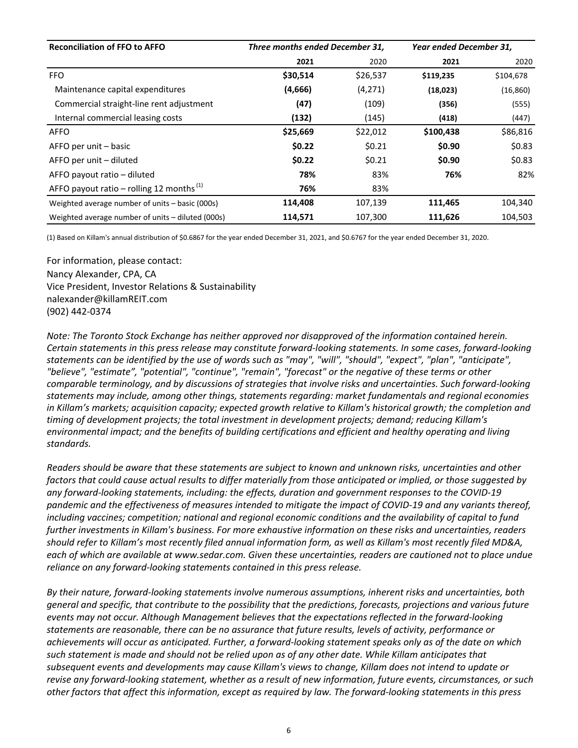| Reconciliation of FFO to AFFO | Three months ended December 31, | | Year ended December 31, | |
|---|---|---|---|---|
| | **2021** | 2020 | **2021** | 2020 |
| FFO | **$30,514** | $26,537 | **$119,235** | $104,678 |
| Maintenance capital expenditures | **(4,666)** | (4,271) | **(18,023)** | (16,860) |
| Commercial straight-line rent adjustment | **(47)** | (109) | **(356)** | (555) |
| Internal commercial leasing costs | **(132)** | (145) | **(418)** | (447) |
| AFFO | **$25,669** | $22,012 | **$100,438** | $86,816 |
| AFFO per unit – basic | **$0.22** | $0.21 | **$0.90** | $0.83 |
| AFFO per unit – diluted | **$0.22** | $0.21 | **$0.90** | $0.83 |
| AFFO payout ratio – diluted | **78%** | 83% | **76%** | 82% |
| AFFO payout ratio – rolling 12 months (1) | **76%** | 83% | | |
| Weighted average number of units – basic (000s) | **114,408** | 107,139 | **111,465** | 104,340 |
| Weighted average number of units – diluted (000s) | **114,571** | 107,300 | **111,626** | 104,503 |

(1) Based on Killam's annual distribution of $0.6867 for the year ended December 31, 2021, and $0.6767 for the year ended December 31, 2020.

For information, please contact:
Nancy Alexander, CPA, CA
Vice President, Investor Relations & Sustainability
nalexander@killamREIT.com
(902) 442-0374

*Note: The Toronto Stock Exchange has neither approved nor disapproved of the information contained herein. Certain statements in this press release may constitute forward-looking statements. In some cases, forward-looking statements can be identified by the use of words such as "may", "will", "should", "expect", "plan", "anticipate", "believe", "estimate", "potential", "continue", "remain", "forecast" or the negative of these terms or other comparable terminology, and by discussions of strategies that involve risks and uncertainties. Such forward-looking statements may include, among other things, statements regarding: market fundamentals and regional economies in Killam's markets; acquisition capacity; expected growth relative to Killam's historical growth; the completion and timing of development projects; the total investment in development projects; demand; reducing Killam's environmental impact; and the benefits of building certifications and efficient and healthy operating and living standards.*

*Readers should be aware that these statements are subject to known and unknown risks, uncertainties and other factors that could cause actual results to differ materially from those anticipated or implied, or those suggested by any forward-looking statements, including: the effects, duration and government responses to the COVID-19 pandemic and the effectiveness of measures intended to mitigate the impact of COVID-19 and any variants thereof, including vaccines; competition; national and regional economic conditions and the availability of capital to fund further investments in Killam's business. For more exhaustive information on these risks and uncertainties, readers should refer to Killam's most recently filed annual information form, as well as Killam's most recently filed MD&A, each of which are available at www.sedar.com. Given these uncertainties, readers are cautioned not to place undue reliance on any forward-looking statements contained in this press release.*

*By their nature, forward-looking statements involve numerous assumptions, inherent risks and uncertainties, both general and specific, that contribute to the possibility that the predictions, forecasts, projections and various future events may not occur. Although Management believes that the expectations reflected in the forward-looking statements are reasonable, there can be no assurance that future results, levels of activity, performance or achievements will occur as anticipated. Further, a forward-looking statement speaks only as of the date on which such statement is made and should not be relied upon as of any other date. While Killam anticipates that subsequent events and developments may cause Killam's views to change, Killam does not intend to update or revise any forward-looking statement, whether as a result of new information, future events, circumstances, or such other factors that affect this information, except as required by law. The forward-looking statements in this press*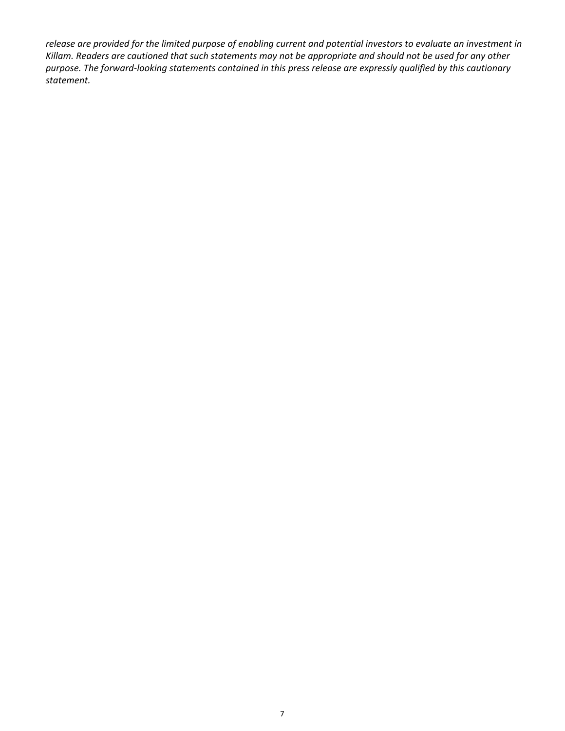*release are provided for the limited purpose of enabling current and potential investors to evaluate an investment in Killam. Readers are cautioned that such statements may not be appropriate and should not be used for any other purpose. The forward-looking statements contained in this press release are expressly qualified by this cautionary statement.*